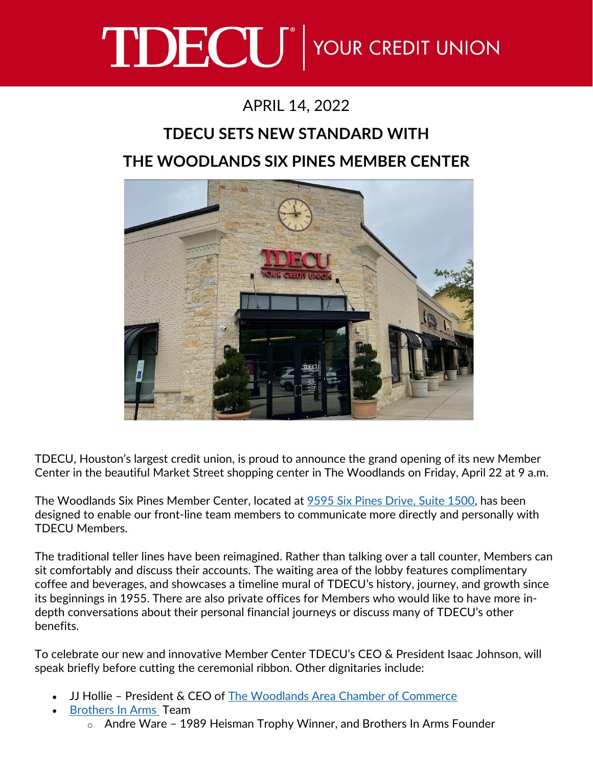TDECU | YOUR CREDIT UNION

APRIL 14, 2022

# TDECU SETS NEW STANDARD WITH THE WOODLANDS SIX PINES MEMBER CENTER

TDECU, Houston's largest credit union, is proud to announce the grand opening of its new Member Center in the beautiful Market Street shopping center in The Woodlands on Friday, April 22 at 9 a.m.

The Woodlands Six Pines Member Center, located at 9595 Six Pines Drive, Suite 1500, has been designed to enable our front-line team members to communicate more directly and personally with TDECU Members.

The traditional teller lines have been reimagined. Rather than talking over a tall counter, Members can sit comfortably and discuss their accounts. The waiting area of the lobby features complimentary coffee and beverages, and showcases a timeline mural of TDECU's history, journey, and growth since its beginnings in 1955. There are also private offices for Members who would like to have more in-depth conversations about their personal financial journeys or discuss many of TDECU's other benefits.

To celebrate our new and innovative Member Center TDECU's CEO & President Isaac Johnson, will speak briefly before cutting the ceremonial ribbon. Other dignitaries include:

- JJ Hollie – President & CEO of The Woodlands Area Chamber of Commerce
- Brothers In Arms Team
  - Andre Ware – 1989 Heisman Trophy Winner, and Brothers In Arms Founder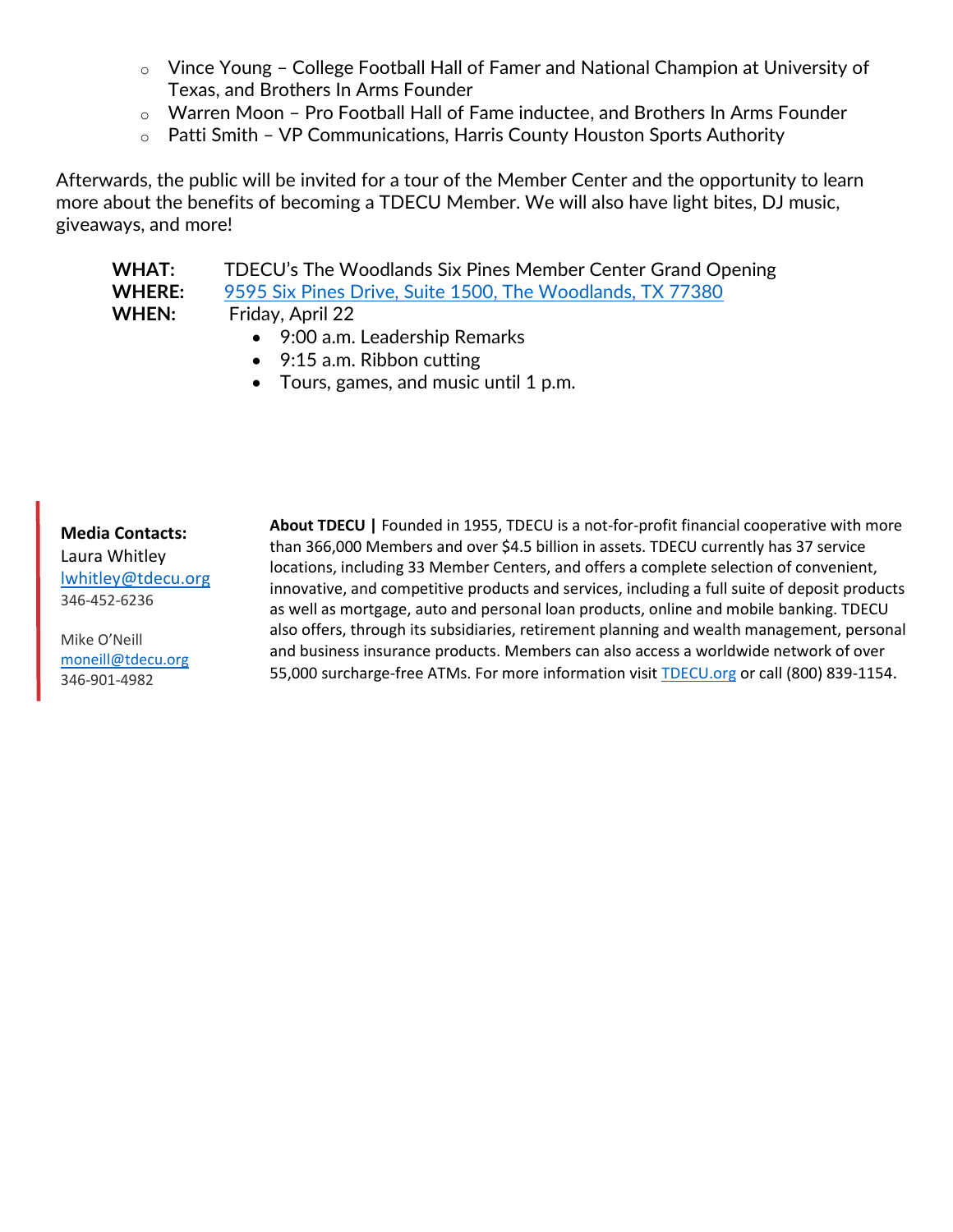- Vince Young – College Football Hall of Famer and National Champion at University of Texas, and Brothers In Arms Founder
- Warren Moon – Pro Football Hall of Fame inductee, and Brothers In Arms Founder
- Patti Smith – VP Communications, Harris County Houston Sports Authority

Afterwards, the public will be invited for a tour of the Member Center and the opportunity to learn more about the benefits of becoming a TDECU Member. We will also have light bites, DJ music, giveaways, and more!

**WHAT:** TDECU's The Woodlands Six Pines Member Center Grand Opening
**WHERE:** 9595 Six Pines Drive, Suite 1500, The Woodlands, TX 77380
**WHEN:** Friday, April 22

- 9:00 a.m. Leadership Remarks
- 9:15 a.m. Ribbon cutting
- Tours, games, and music until 1 p.m.

**Media Contacts:**
Laura Whitley
lwhitley@tdecu.org
346-452-6236

Mike O'Neill
moneill@tdecu.org
346-901-4982

**About TDECU |** Founded in 1955, TDECU is a not-for-profit financial cooperative with more than 366,000 Members and over $4.5 billion in assets. TDECU currently has 37 service locations, including 33 Member Centers, and offers a complete selection of convenient, innovative, and competitive products and services, including a full suite of deposit products as well as mortgage, auto and personal loan products, online and mobile banking. TDECU also offers, through its subsidiaries, retirement planning and wealth management, personal and business insurance products. Members can also access a worldwide network of over 55,000 surcharge-free ATMs. For more information visit TDECU.org or call (800) 839-1154.